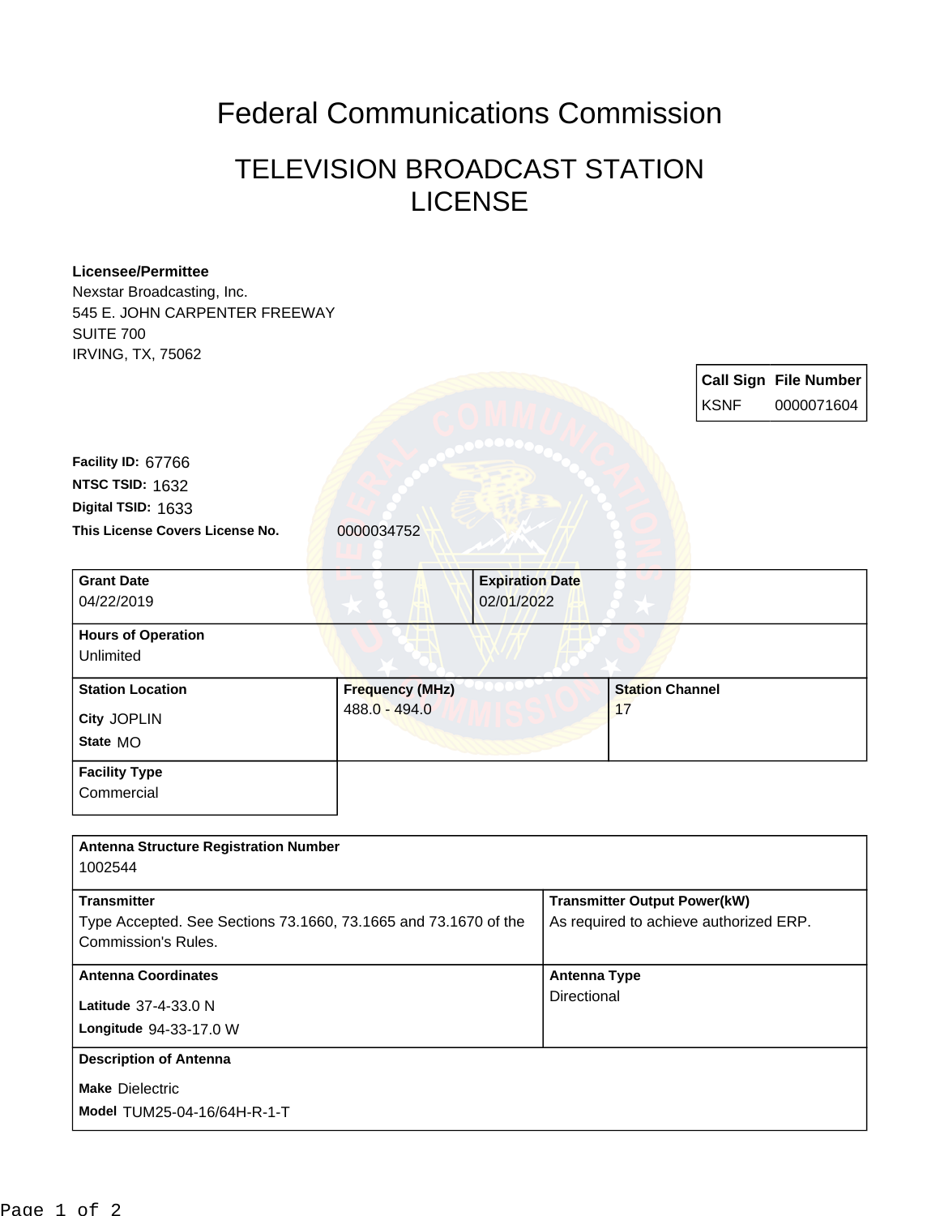# Federal Communications Commission

## TELEVISION BROADCAST STATION LICENSE

**Licensee/Permittee**
Nexstar Broadcasting, Inc.
545 E. JOHN CARPENTER FREEWAY
SUITE 700
IRVING, TX, 75062

| Call Sign | File Number |
| --- | --- |
| KSNF | 0000071604 |

**Facility ID:** 67766
**NTSC TSID:** 1632
**Digital TSID:** 1633
**This License Covers License No.** 0000034752

| Grant Date | Expiration Date |
| --- | --- |
| 04/22/2019 | 02/01/2022 |

**Hours of Operation**
Unlimited

| Station Location | Frequency (MHz) | Station Channel |
| --- | --- | --- |
| City JOPLIN<br>State MO | 488.0 - 494.0 | 17 |

**Facility Type**
Commercial

**Antenna Structure Registration Number**
1002544

| Transmitter | Transmitter Output Power(kW) |
| --- | --- |
| Type Accepted. See Sections 73.1660, 73.1665 and 73.1670 of the Commission's Rules. | As required to achieve authorized ERP. |

| Antenna Coordinates | Antenna Type |
| --- | --- |
| Latitude 37-4-33.0 N<br>Longitude 94-33-17.0 W | Directional |

**Description of Antenna**
Make Dielectric
Model TUM25-04-16/64H-R-1-T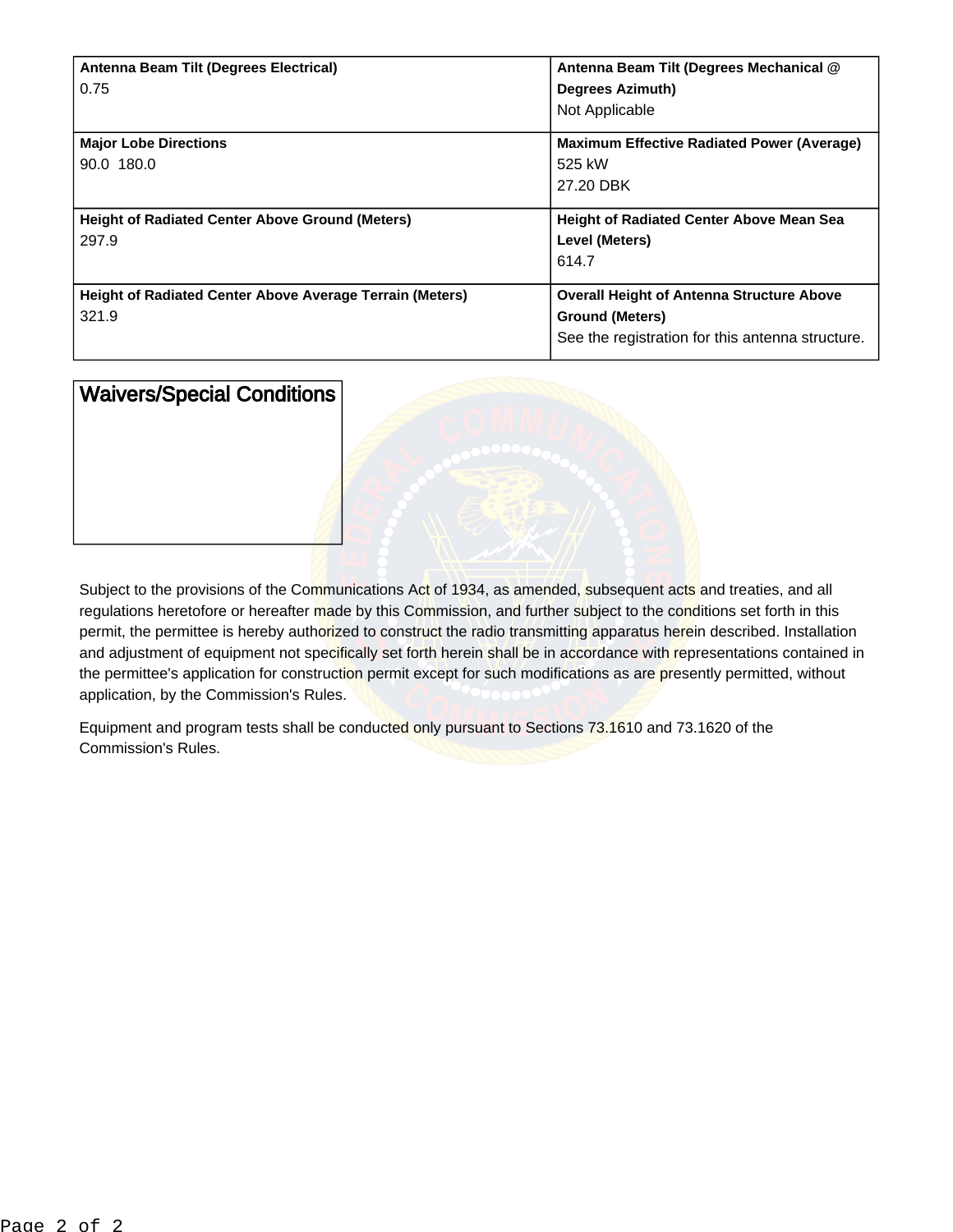| | |
|---|---|
| **Antenna Beam Tilt (Degrees Electrical)**<br>0.75 | **Antenna Beam Tilt (Degrees Mechanical @ Degrees Azimuth)**<br>Not Applicable |
| **Major Lobe Directions**<br>90.0  180.0 | **Maximum Effective Radiated Power (Average)**<br>525 kW<br>27.20 DBK |
| **Height of Radiated Center Above Ground (Meters)**<br>297.9 | **Height of Radiated Center Above Mean Sea Level (Meters)**<br>614.7 |
| **Height of Radiated Center Above Average Terrain (Meters)**<br>321.9 | **Overall Height of Antenna Structure Above Ground (Meters)**<br>See the registration for this antenna structure. |

## Waivers/Special Conditions

Subject to the provisions of the Communications Act of 1934, as amended, subsequent acts and treaties, and all regulations heretofore or hereafter made by this Commission, and further subject to the conditions set forth in this permit, the permittee is hereby authorized to construct the radio transmitting apparatus herein described. Installation and adjustment of equipment not specifically set forth herein shall be in accordance with representations contained in the permittee's application for construction permit except for such modifications as are presently permitted, without application, by the Commission's Rules.

Equipment and program tests shall be conducted only pursuant to Sections 73.1610 and 73.1620 of the Commission's Rules.